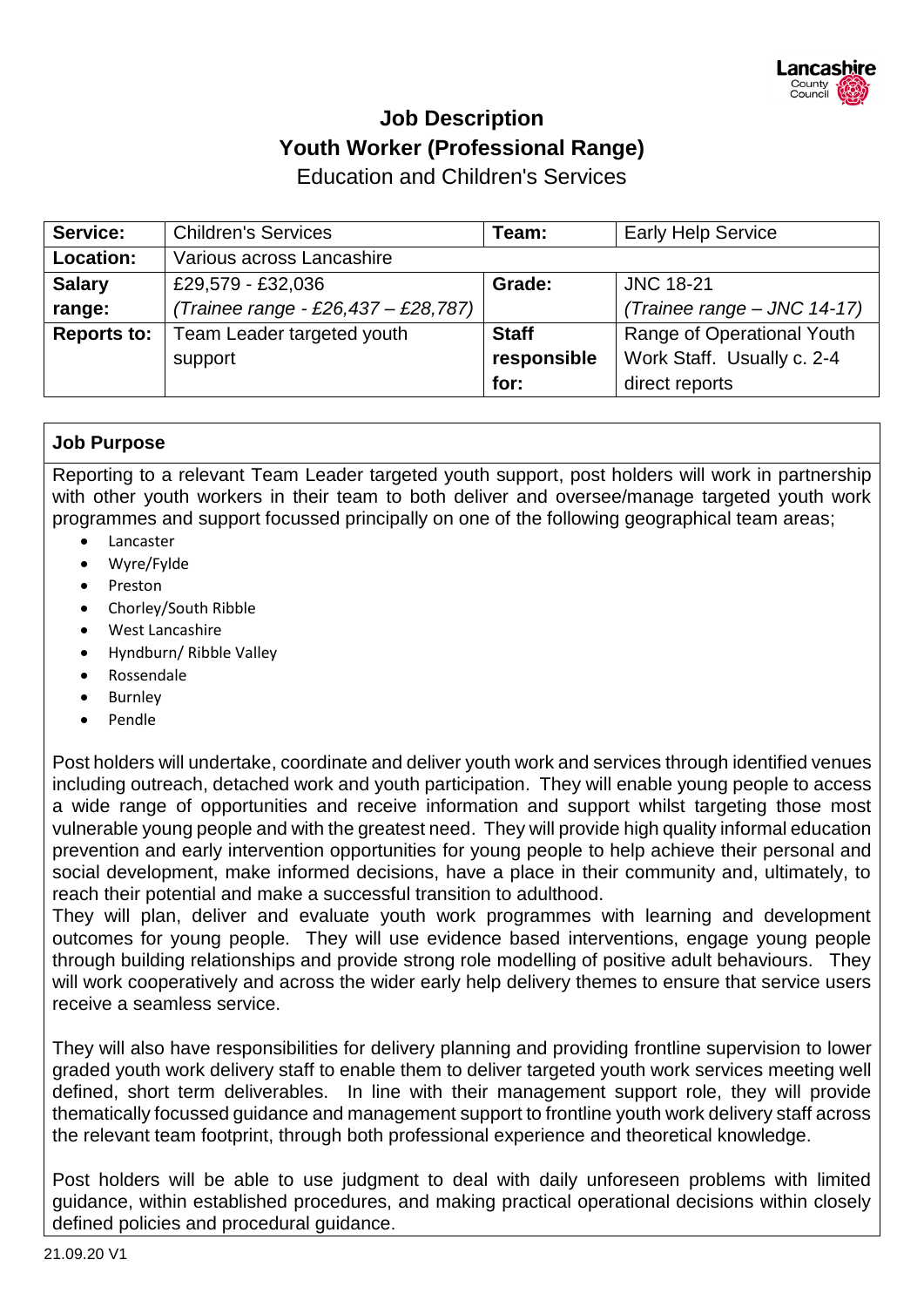# Job Description
## Youth Worker (Professional Range)
Education and Children's Services

| **Service:** | Children's Services | **Team:** | Early Help Service |
|---|---|---|---|
| **Location:** | Various across Lancashire | | |
| **Salary range:** | £29,579 - £32,036<br>*(Trainee range - £26,437 – £28,787)* | **Grade:** | JNC 18-21<br>*(Trainee range – JNC 14-17)* |
| **Reports to:** | Team Leader targeted youth support | **Staff responsible for:** | Range of Operational Youth Work Staff. Usually c. 2-4 direct reports |

**Job Purpose**

Reporting to a relevant Team Leader targeted youth support, post holders will work in partnership with other youth workers in their team to both deliver and oversee/manage targeted youth work programmes and support focussed principally on one of the following geographical team areas;

- Lancaster
- Wyre/Fylde
- Preston
- Chorley/South Ribble
- West Lancashire
- Hyndburn/ Ribble Valley
- Rossendale
- Burnley
- Pendle

Post holders will undertake, coordinate and deliver youth work and services through identified venues including outreach, detached work and youth participation. They will enable young people to access a wide range of opportunities and receive information and support whilst targeting those most vulnerable young people and with the greatest need. They will provide high quality informal education prevention and early intervention opportunities for young people to help achieve their personal and social development, make informed decisions, have a place in their community and, ultimately, to reach their potential and make a successful transition to adulthood.
They will plan, deliver and evaluate youth work programmes with learning and development outcomes for young people. They will use evidence based interventions, engage young people through building relationships and provide strong role modelling of positive adult behaviours. They will work cooperatively and across the wider early help delivery themes to ensure that service users receive a seamless service.

They will also have responsibilities for delivery planning and providing frontline supervision to lower graded youth work delivery staff to enable them to deliver targeted youth work services meeting well defined, short term deliverables. In line with their management support role, they will provide thematically focussed guidance and management support to frontline youth work delivery staff across the relevant team footprint, through both professional experience and theoretical knowledge.

Post holders will be able to use judgment to deal with daily unforeseen problems with limited guidance, within established procedures, and making practical operational decisions within closely defined policies and procedural guidance.

21.09.20 V1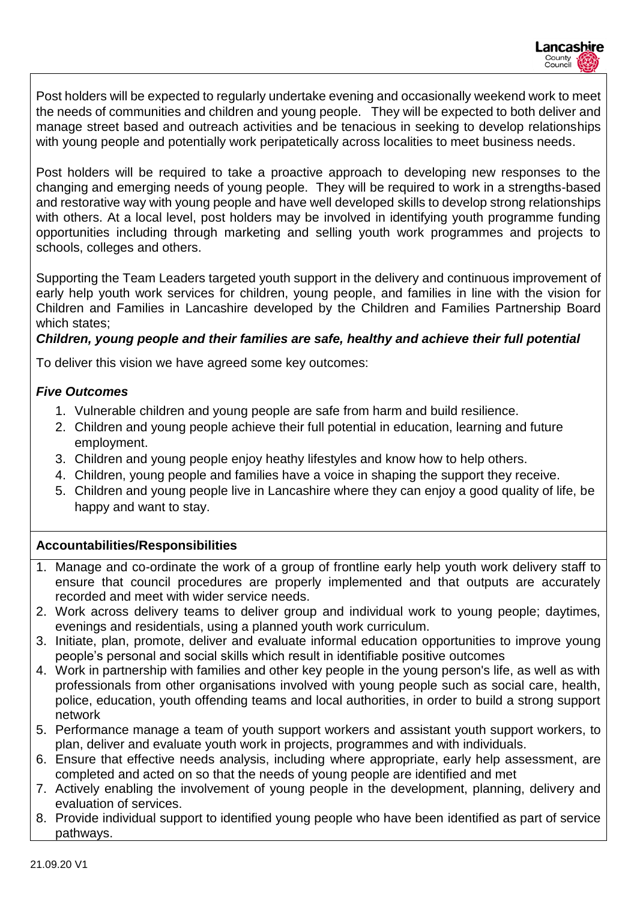Post holders will be expected to regularly undertake evening and occasionally weekend work to meet the needs of communities and children and young people. They will be expected to both deliver and manage street based and outreach activities and be tenacious in seeking to develop relationships with young people and potentially work peripatetically across localities to meet business needs.

Post holders will be required to take a proactive approach to developing new responses to the changing and emerging needs of young people. They will be required to work in a strengths-based and restorative way with young people and have well developed skills to develop strong relationships with others. At a local level, post holders may be involved in identifying youth programme funding opportunities including through marketing and selling youth work programmes and projects to schools, colleges and others.

Supporting the Team Leaders targeted youth support in the delivery and continuous improvement of early help youth work services for children, young people, and families in line with the vision for Children and Families in Lancashire developed by the Children and Families Partnership Board which states;

***Children, young people and their families are safe, healthy and achieve their full potential***

To deliver this vision we have agreed some key outcomes:

***Five Outcomes***

1. Vulnerable children and young people are safe from harm and build resilience.
2. Children and young people achieve their full potential in education, learning and future employment.
3. Children and young people enjoy heathy lifestyles and know how to help others.
4. Children, young people and families have a voice in shaping the support they receive.
5. Children and young people live in Lancashire where they can enjoy a good quality of life, be happy and want to stay.

**Accountabilities/Responsibilities**

1. Manage and co-ordinate the work of a group of frontline early help youth work delivery staff to ensure that council procedures are properly implemented and that outputs are accurately recorded and meet with wider service needs.
2. Work across delivery teams to deliver group and individual work to young people; daytimes, evenings and residentials, using a planned youth work curriculum.
3. Initiate, plan, promote, deliver and evaluate informal education opportunities to improve young people's personal and social skills which result in identifiable positive outcomes
4. Work in partnership with families and other key people in the young person's life, as well as with professionals from other organisations involved with young people such as social care, health, police, education, youth offending teams and local authorities, in order to build a strong support network
5. Performance manage a team of youth support workers and assistant youth support workers, to plan, deliver and evaluate youth work in projects, programmes and with individuals.
6. Ensure that effective needs analysis, including where appropriate, early help assessment, are completed and acted on so that the needs of young people are identified and met
7. Actively enabling the involvement of young people in the development, planning, delivery and evaluation of services.
8. Provide individual support to identified young people who have been identified as part of service pathways.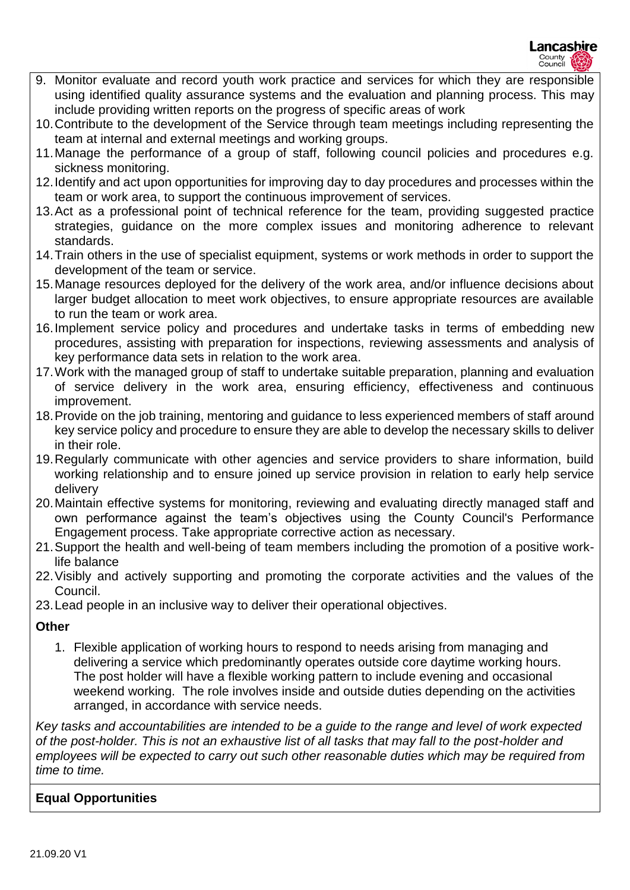9. Monitor evaluate and record youth work practice and services for which they are responsible using identified quality assurance systems and the evaluation and planning process. This may include providing written reports on the progress of specific areas of work
10. Contribute to the development of the Service through team meetings including representing the team at internal and external meetings and working groups.
11. Manage the performance of a group of staff, following council policies and procedures e.g. sickness monitoring.
12. Identify and act upon opportunities for improving day to day procedures and processes within the team or work area, to support the continuous improvement of services.
13. Act as a professional point of technical reference for the team, providing suggested practice strategies, guidance on the more complex issues and monitoring adherence to relevant standards.
14. Train others in the use of specialist equipment, systems or work methods in order to support the development of the team or service.
15. Manage resources deployed for the delivery of the work area, and/or influence decisions about larger budget allocation to meet work objectives, to ensure appropriate resources are available to run the team or work area.
16. Implement service policy and procedures and undertake tasks in terms of embedding new procedures, assisting with preparation for inspections, reviewing assessments and analysis of key performance data sets in relation to the work area.
17. Work with the managed group of staff to undertake suitable preparation, planning and evaluation of service delivery in the work area, ensuring efficiency, effectiveness and continuous improvement.
18. Provide on the job training, mentoring and guidance to less experienced members of staff around key service policy and procedure to ensure they are able to develop the necessary skills to deliver in their role.
19. Regularly communicate with other agencies and service providers to share information, build working relationship and to ensure joined up service provision in relation to early help service delivery
20. Maintain effective systems for monitoring, reviewing and evaluating directly managed staff and own performance against the team's objectives using the County Council's Performance Engagement process. Take appropriate corrective action as necessary.
21. Support the health and well-being of team members including the promotion of a positive work-life balance
22. Visibly and actively supporting and promoting the corporate activities and the values of the Council.
23. Lead people in an inclusive way to deliver their operational objectives.

**Other**

1. Flexible application of working hours to respond to needs arising from managing and delivering a service which predominantly operates outside core daytime working hours. The post holder will have a flexible working pattern to include evening and occasional weekend working. The role involves inside and outside duties depending on the activities arranged, in accordance with service needs.

*Key tasks and accountabilities are intended to be a guide to the range and level of work expected of the post-holder. This is not an exhaustive list of all tasks that may fall to the post-holder and employees will be expected to carry out such other reasonable duties which may be required from time to time.*

**Equal Opportunities**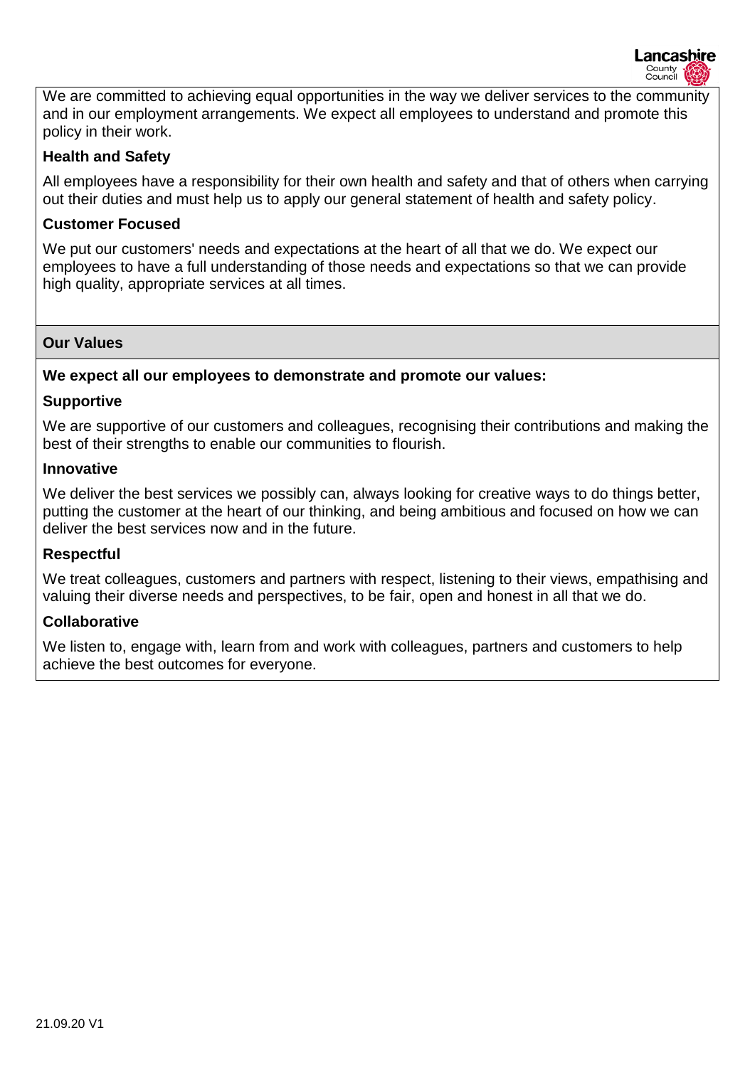We are committed to achieving equal opportunities in the way we deliver services to the community and in our employment arrangements. We expect all employees to understand and promote this policy in their work.

**Health and Safety**

All employees have a responsibility for their own health and safety and that of others when carrying out their duties and must help us to apply our general statement of health and safety policy.

**Customer Focused**

We put our customers' needs and expectations at the heart of all that we do. We expect our employees to have a full understanding of those needs and expectations so that we can provide high quality, appropriate services at all times.

## Our Values

**We expect all our employees to demonstrate and promote our values:**

**Supportive**

We are supportive of our customers and colleagues, recognising their contributions and making the best of their strengths to enable our communities to flourish.

**Innovative**

We deliver the best services we possibly can, always looking for creative ways to do things better, putting the customer at the heart of our thinking, and being ambitious and focused on how we can deliver the best services now and in the future.

**Respectful**

We treat colleagues, customers and partners with respect, listening to their views, empathising and valuing their diverse needs and perspectives, to be fair, open and honest in all that we do.

**Collaborative**

We listen to, engage with, learn from and work with colleagues, partners and customers to help achieve the best outcomes for everyone.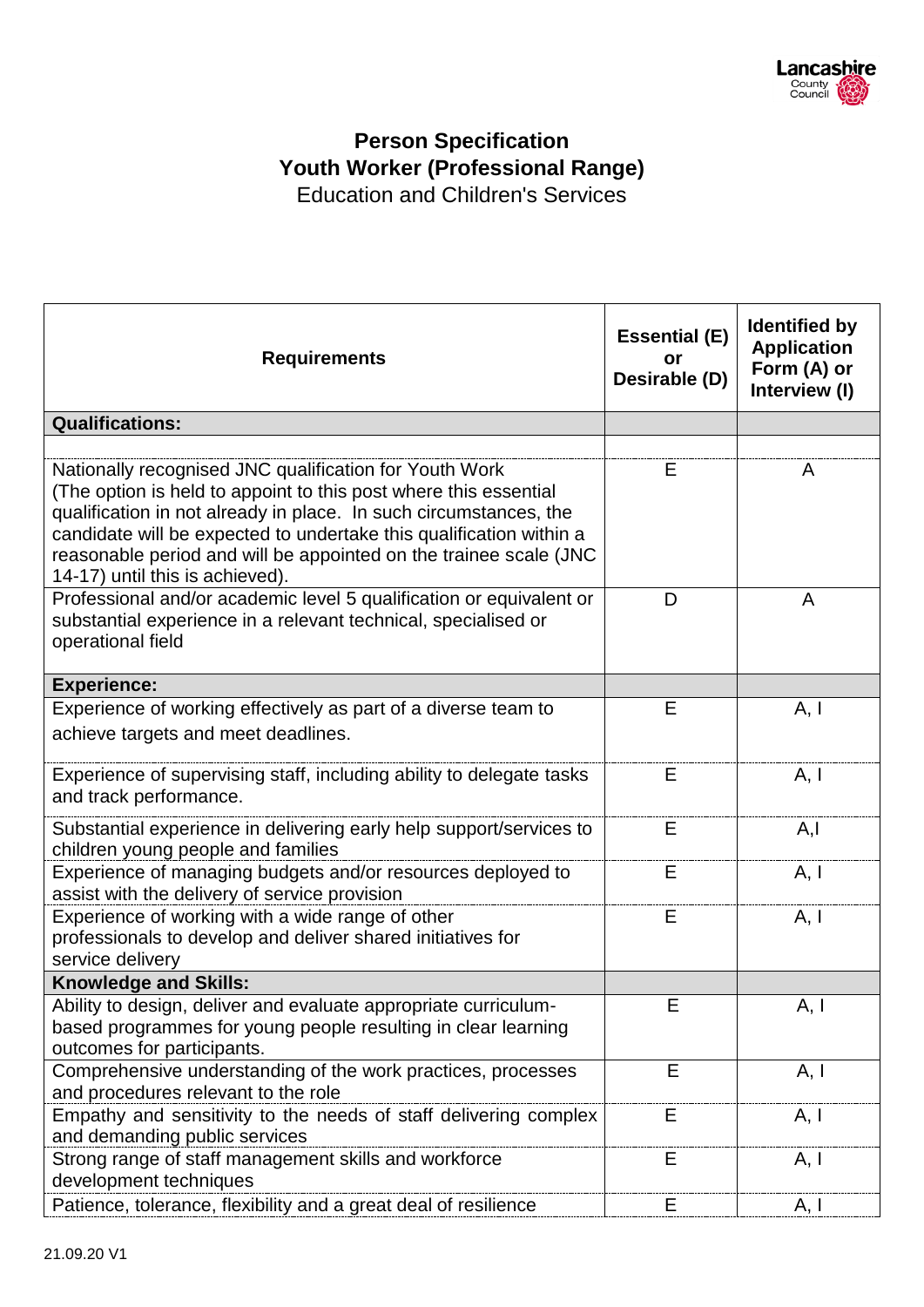# Person Specification
## Youth Worker (Professional Range)
Education and Children's Services

| Requirements | Essential (E) or Desirable (D) | Identified by Application Form (A) or Interview (I) |
|---|---|---|
| **Qualifications:** | | |
| | | |
| Nationally recognised JNC qualification for Youth Work (The option is held to appoint to this post where this essential qualification in not already in place. In such circumstances, the candidate will be expected to undertake this qualification within a reasonable period and will be appointed on the trainee scale (JNC 14-17) until this is achieved). | E | A |
| Professional and/or academic level 5 qualification or equivalent or substantial experience in a relevant technical, specialised or operational field | D | A |
| **Experience:** | | |
| Experience of working effectively as part of a diverse team to achieve targets and meet deadlines. | E | A, I |
| Experience of supervising staff, including ability to delegate tasks and track performance. | E | A, I |
| Substantial experience in delivering early help support/services to children young people and families | E | A,I |
| Experience of managing budgets and/or resources deployed to assist with the delivery of service provision | E | A, I |
| Experience of working with a wide range of other professionals to develop and deliver shared initiatives for service delivery | E | A, I |
| **Knowledge and Skills:** | | |
| Ability to design, deliver and evaluate appropriate curriculum-based programmes for young people resulting in clear learning outcomes for participants. | E | A, I |
| Comprehensive understanding of the work practices, processes and procedures relevant to the role | E | A, I |
| Empathy and sensitivity to the needs of staff delivering complex and demanding public services | E | A, I |
| Strong range of staff management skills and workforce development techniques | E | A, I |
| Patience, tolerance, flexibility and a great deal of resilience | E | A, I |

21.09.20 V1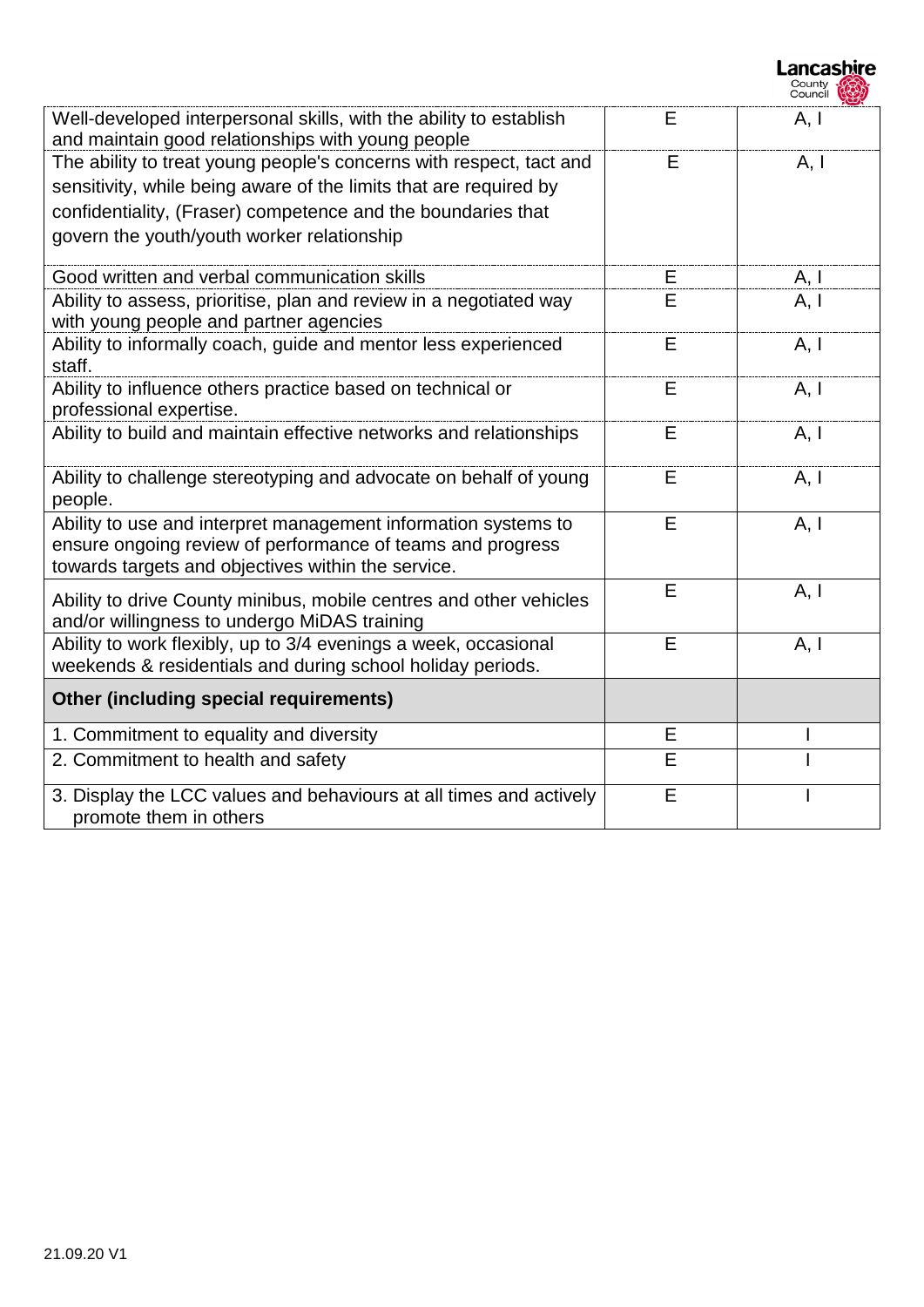| | | |
|---|---|---|
| Well-developed interpersonal skills, with the ability to establish and maintain good relationships with young people | E | A, I |
| The ability to treat young people's concerns with respect, tact and sensitivity, while being aware of the limits that are required by confidentiality, (Fraser) competence and the boundaries that govern the youth/youth worker relationship | E | A, I |
| Good written and verbal communication skills | E | A, I |
| Ability to assess, prioritise, plan and review in a negotiated way with young people and partner agencies | E | A, I |
| Ability to informally coach, guide and mentor less experienced staff. | E | A, I |
| Ability to influence others practice based on technical or professional expertise. | E | A, I |
| Ability to build and maintain effective networks and relationships | E | A, I |
| Ability to challenge stereotyping and advocate on behalf of young people. | E | A, I |
| Ability to use and interpret management information systems to ensure ongoing review of performance of teams and progress towards targets and objectives within the service. | E | A, I |
| Ability to drive County minibus, mobile centres and other vehicles and/or willingness to undergo MiDAS training | E | A, I |
| Ability to work flexibly, up to 3/4 evenings a week, occasional weekends & residentials and during school holiday periods. | E | A, I |
| **Other (including special requirements)** | | |
| 1. Commitment to equality and diversity | E | I |
| 2. Commitment to health and safety | E | I |
| 3. Display the LCC values and behaviours at all times and actively promote them in others | E | I |

21.09.20 V1